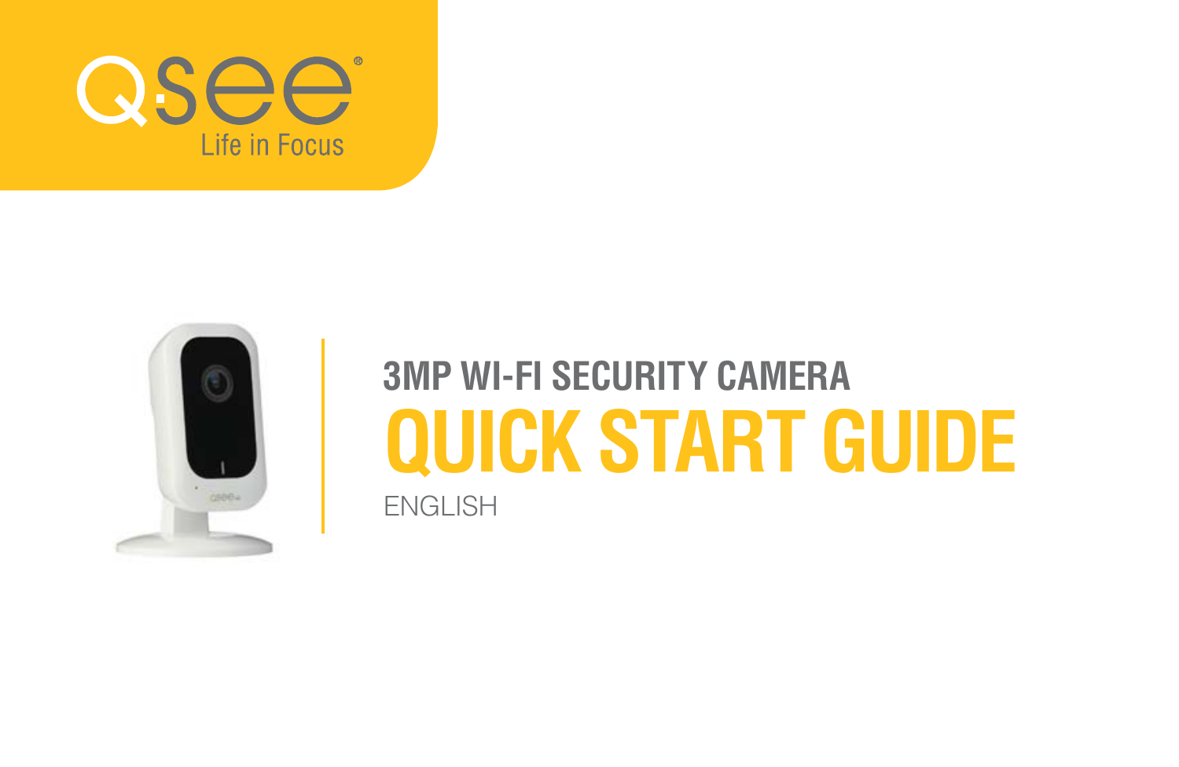Q-See®
Life in Focus

# 3MP WI-FI SECURITY CAMERA

# QUICK START GUIDE

ENGLISH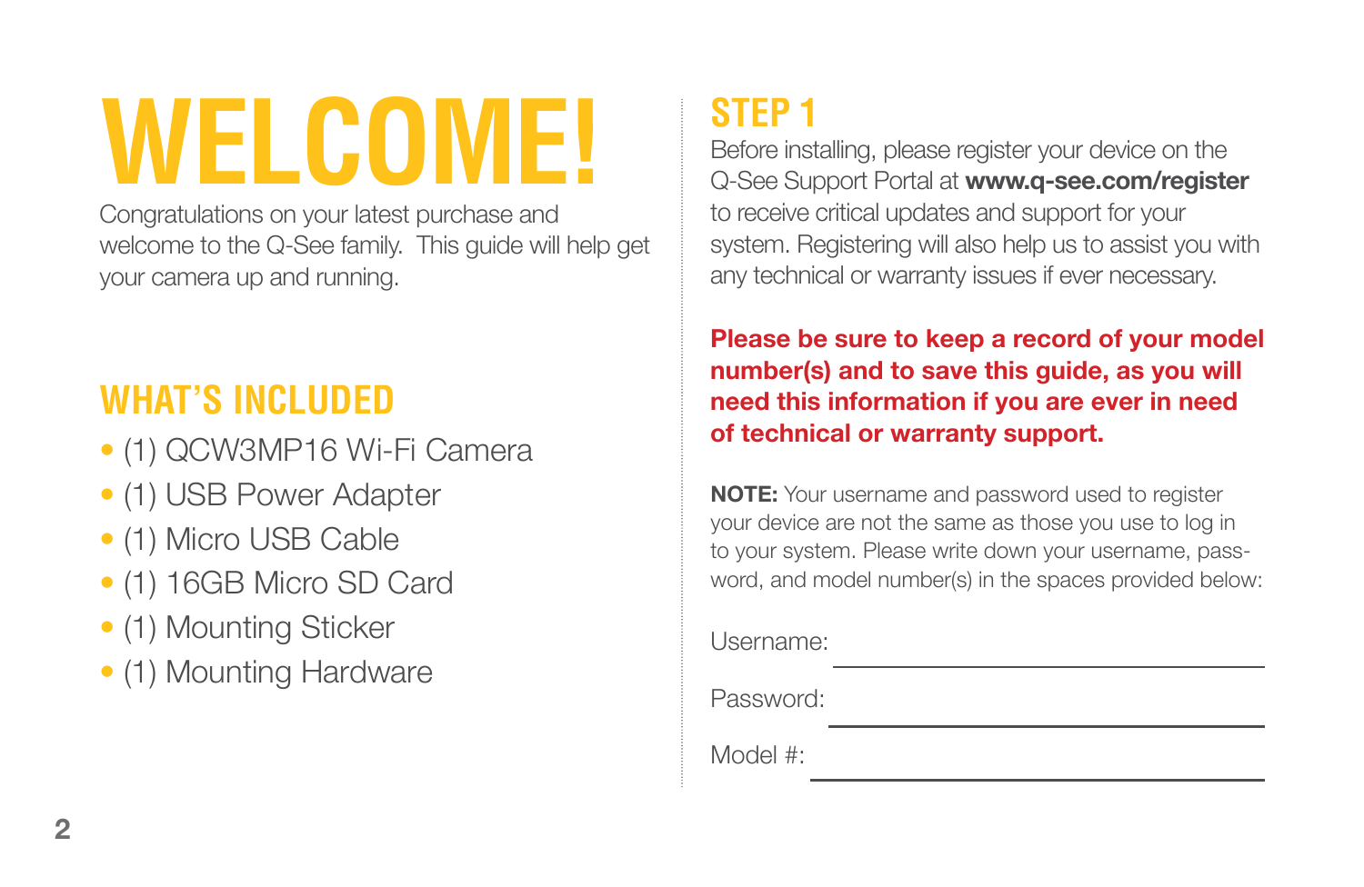# WELCOME!

Congratulations on your latest purchase and welcome to the Q-See family. This guide will help get your camera up and running.

## WHAT'S INCLUDED

- (1) QCW3MP16 Wi-Fi Camera
- (1) USB Power Adapter
- (1) Micro USB Cable
- (1) 16GB Micro SD Card
- (1) Mounting Sticker
- (1) Mounting Hardware

## STEP 1

Before installing, please register your device on the Q-See Support Portal at **www.q-see.com/register** to receive critical updates and support for your system. Registering will also help us to assist you with any technical or warranty issues if ever necessary.

**Please be sure to keep a record of your model number(s) and to save this guide, as you will need this information if you are ever in need of technical or warranty support.**

**NOTE:** Your username and password used to register your device are not the same as those you use to log in to your system. Please write down your username, password, and model number(s) in the spaces provided below:

Username: ____________________

Password: ____________________

Model #: ____________________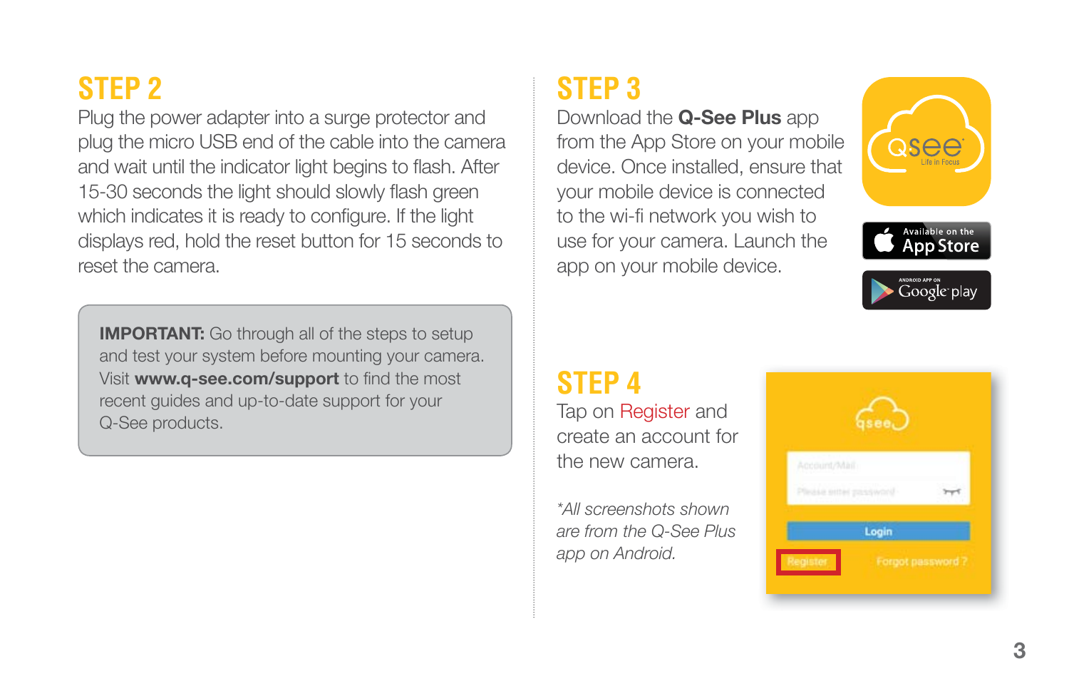## STEP 2

Plug the power adapter into a surge protector and plug the micro USB end of the cable into the camera and wait until the indicator light begins to flash. After 15-30 seconds the light should slowly flash green which indicates it is ready to configure. If the light displays red, hold the reset button for 15 seconds to reset the camera.

**IMPORTANT:** Go through all of the steps to setup and test your system before mounting your camera. Visit **www.q-see.com/support** to find the most recent guides and up-to-date support for your Q-See products.

## STEP 3

Download the **Q-See Plus** app from the App Store on your mobile device. Once installed, ensure that your mobile device is connected to the wi-fi network you wish to use for your camera. Launch the app on your mobile device.

## STEP 4

Tap on Register and create an account for the new camera.

*\*All screenshots shown are from the Q-See Plus app on Android.*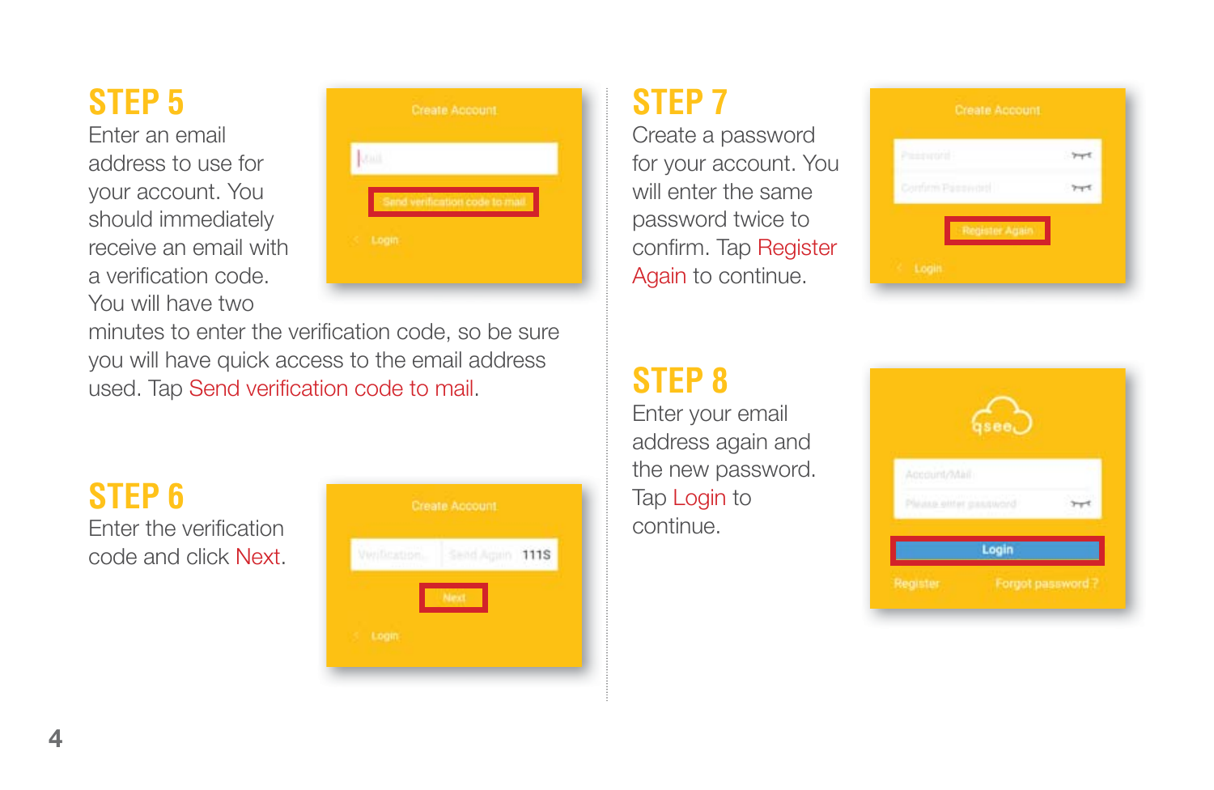## STEP 5

Enter an email address to use for your account. You should immediately receive an email with a verification code. You will have two minutes to enter the verification code, so be sure you will have quick access to the email address used. Tap Send verification code to mail.

## STEP 6

Enter the verification code and click Next.

## STEP 7

Create a password for your account. You will enter the same password twice to confirm. Tap Register Again to continue.

## STEP 8

Enter your email address again and the new password. Tap Login to continue.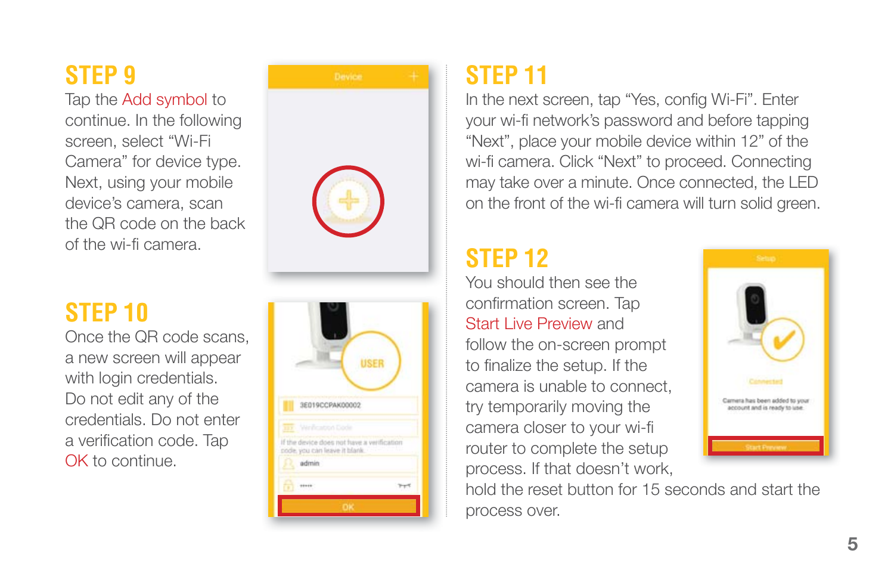## STEP 9

Tap the Add symbol to continue. In the following screen, select “Wi-Fi Camera” for device type. Next, using your mobile device’s camera, scan the QR code on the back of the wi-fi camera.

## STEP 10

Once the QR code scans, a new screen will appear with login credentials. Do not edit any of the credentials. Do not enter a verification code. Tap OK to continue.

## STEP 11

In the next screen, tap “Yes, config Wi-Fi”. Enter your wi-fi network’s password and before tapping “Next”, place your mobile device within 12” of the wi-fi camera. Click “Next” to proceed. Connecting may take over a minute. Once connected, the LED on the front of the wi-fi camera will turn solid green.

## STEP 12

You should then see the confirmation screen. Tap Start Live Preview and follow the on-screen prompt to finalize the setup. If the camera is unable to connect, try temporarily moving the camera closer to your wi-fi router to complete the setup process. If that doesn’t work, hold the reset button for 15 seconds and start the process over.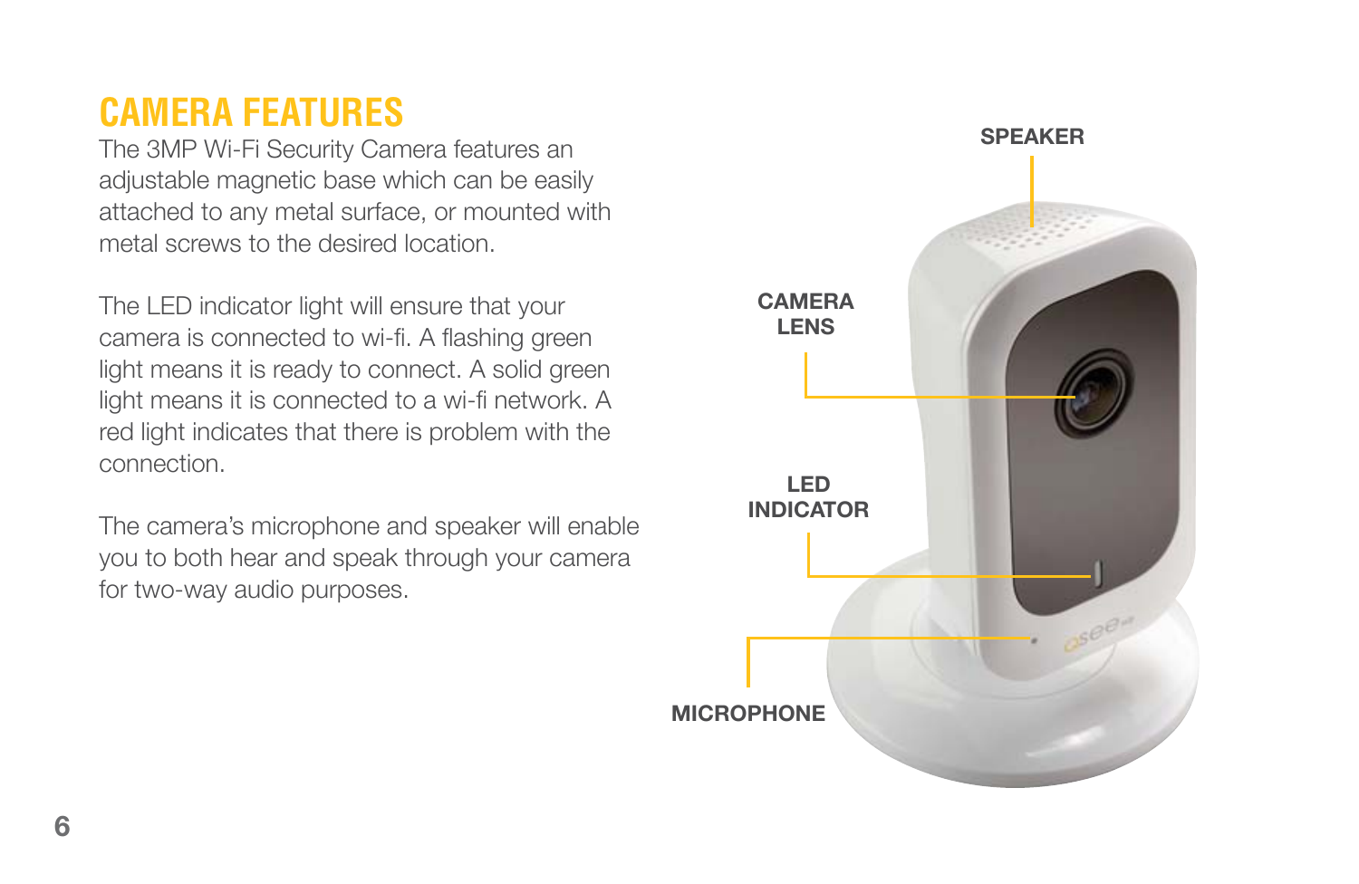# CAMERA FEATURES

The 3MP Wi-Fi Security Camera features an adjustable magnetic base which can be easily attached to any metal surface, or mounted with metal screws to the desired location.

The LED indicator light will ensure that your camera is connected to wi-fi. A flashing green light means it is ready to connect. A solid green light means it is connected to a wi-fi network. A red light indicates that there is problem with the connection.

The camera's microphone and speaker will enable you to both hear and speak through your camera for two-way audio purposes.

SPEAKER

CAMERA LENS

LED INDICATOR

MICROPHONE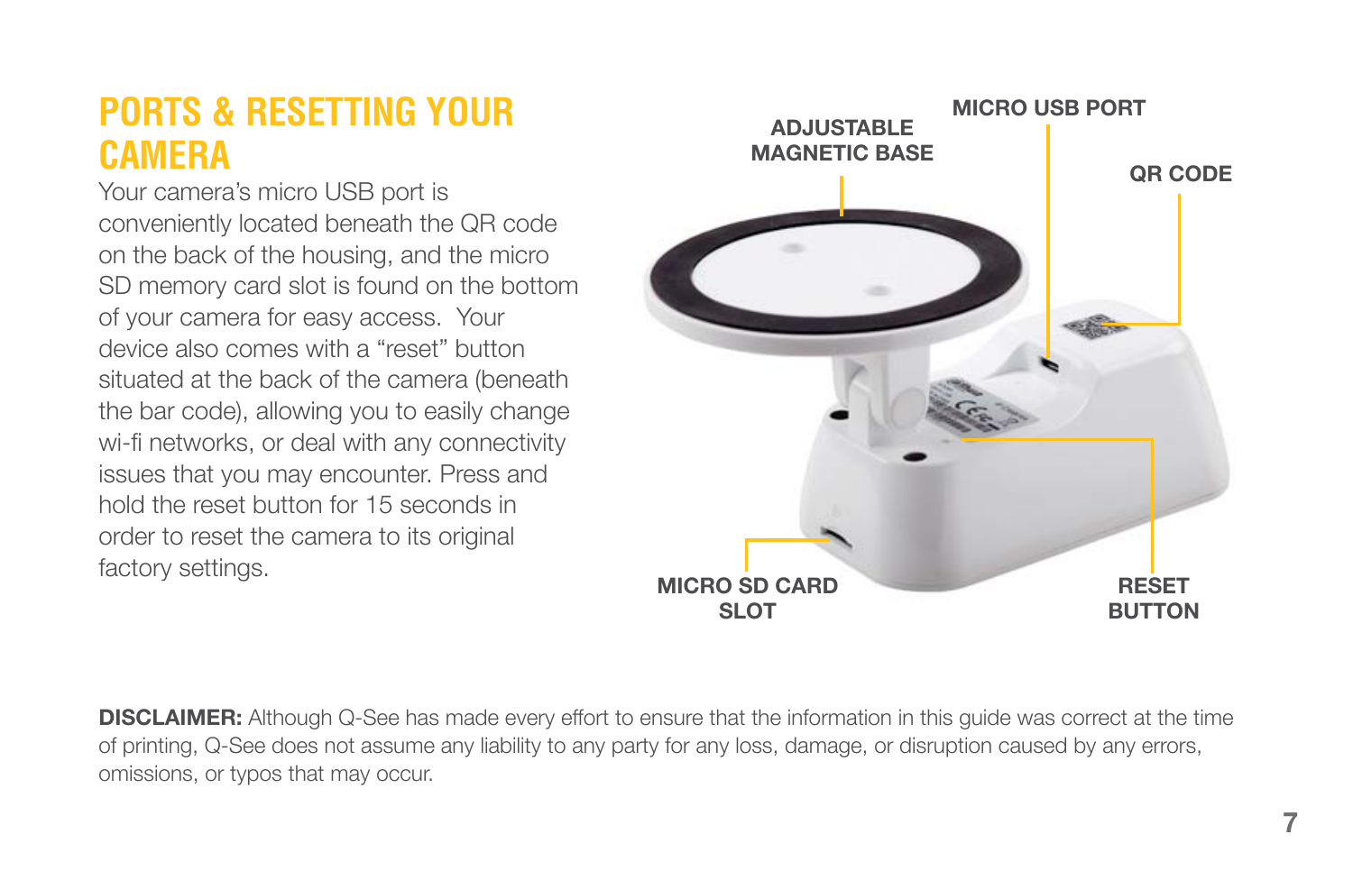# PORTS & RESETTING YOUR CAMERA

Your camera's micro USB port is conveniently located beneath the QR code on the back of the housing, and the micro SD memory card slot is found on the bottom of your camera for easy access. Your device also comes with a "reset" button situated at the back of the camera (beneath the bar code), allowing you to easily change wi-fi networks, or deal with any connectivity issues that you may encounter. Press and hold the reset button for 15 seconds in order to reset the camera to its original factory settings.

ADJUSTABLE MAGNETIC BASE

MICRO USB PORT

QR CODE

MICRO SD CARD SLOT

RESET BUTTON

**DISCLAIMER:** Although Q-See has made every effort to ensure that the information in this guide was correct at the time of printing, Q-See does not assume any liability to any party for any loss, damage, or disruption caused by any errors, omissions, or typos that may occur.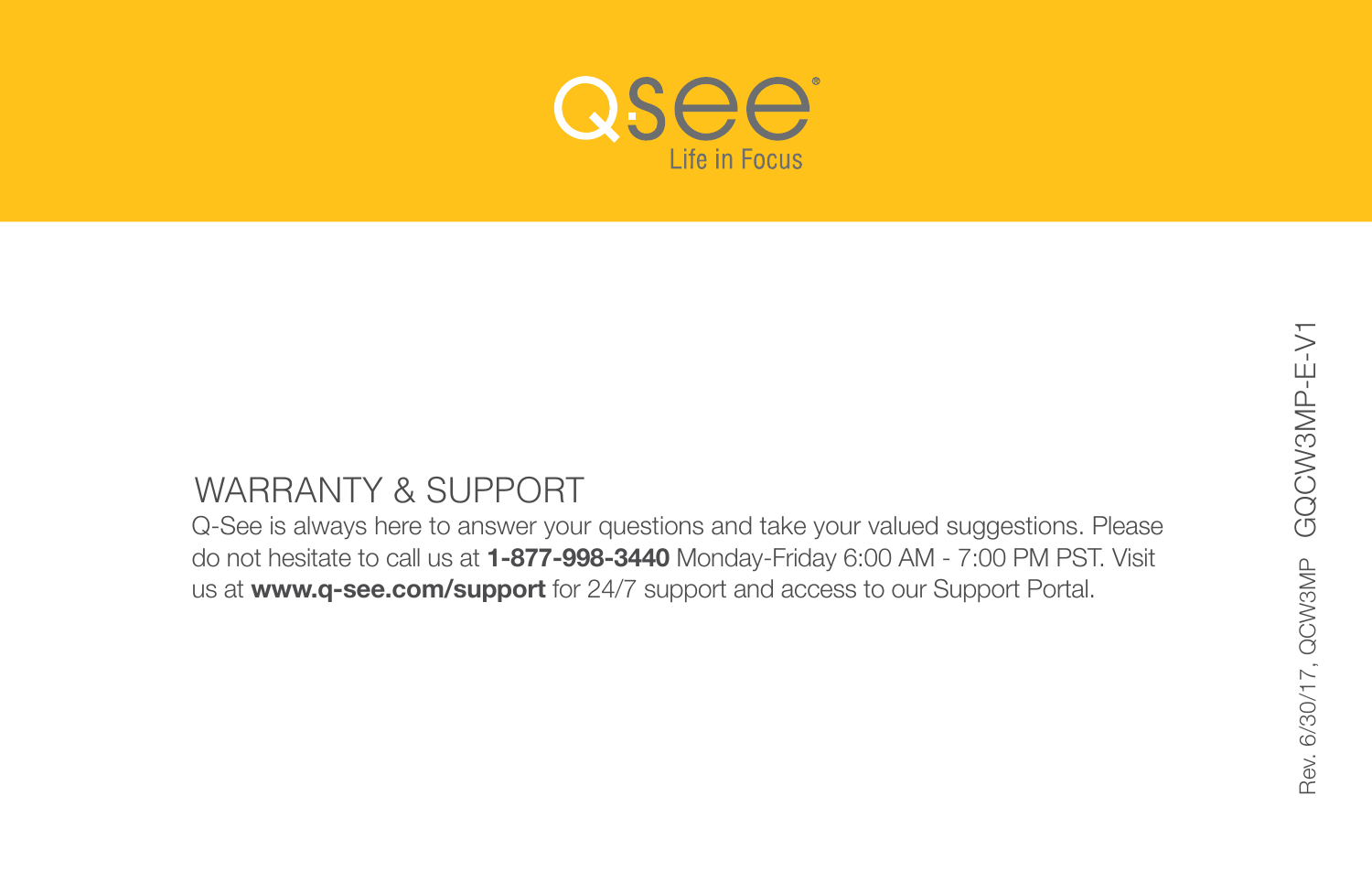Q-See

Life in Focus

## WARRANTY & SUPPORT

Q-See is always here to answer your questions and take your valued suggestions. Please do not hesitate to call us at **1-877-998-3440** Monday-Friday 6:00 AM - 7:00 PM PST. Visit us at **www.q-see.com/support** for 24/7 support and access to our Support Portal.

Rev. 6/30/17, QCW3MP GQCW3MP-E-V1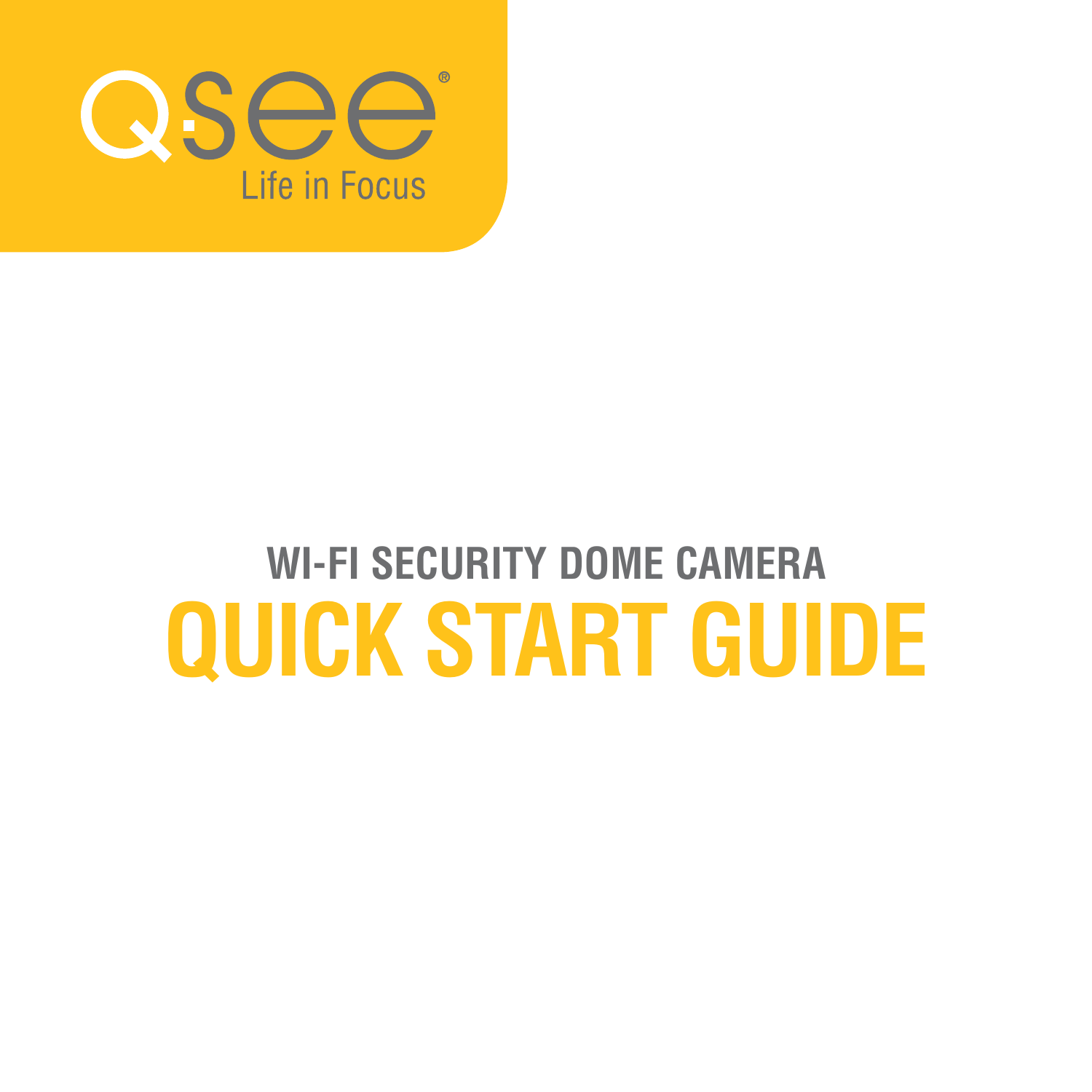Q-See®

Life in Focus

## WI-FI SECURITY DOME CAMERA

# QUICK START GUIDE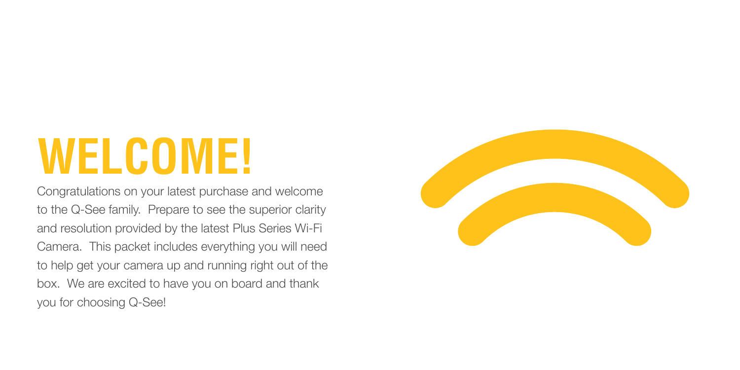# WELCOME!

Congratulations on your latest purchase and welcome to the Q-See family. Prepare to see the superior clarity and resolution provided by the latest Plus Series Wi-Fi Camera. This packet includes everything you will need to help get your camera up and running right out of the box. We are excited to have you on board and thank you for choosing Q-See!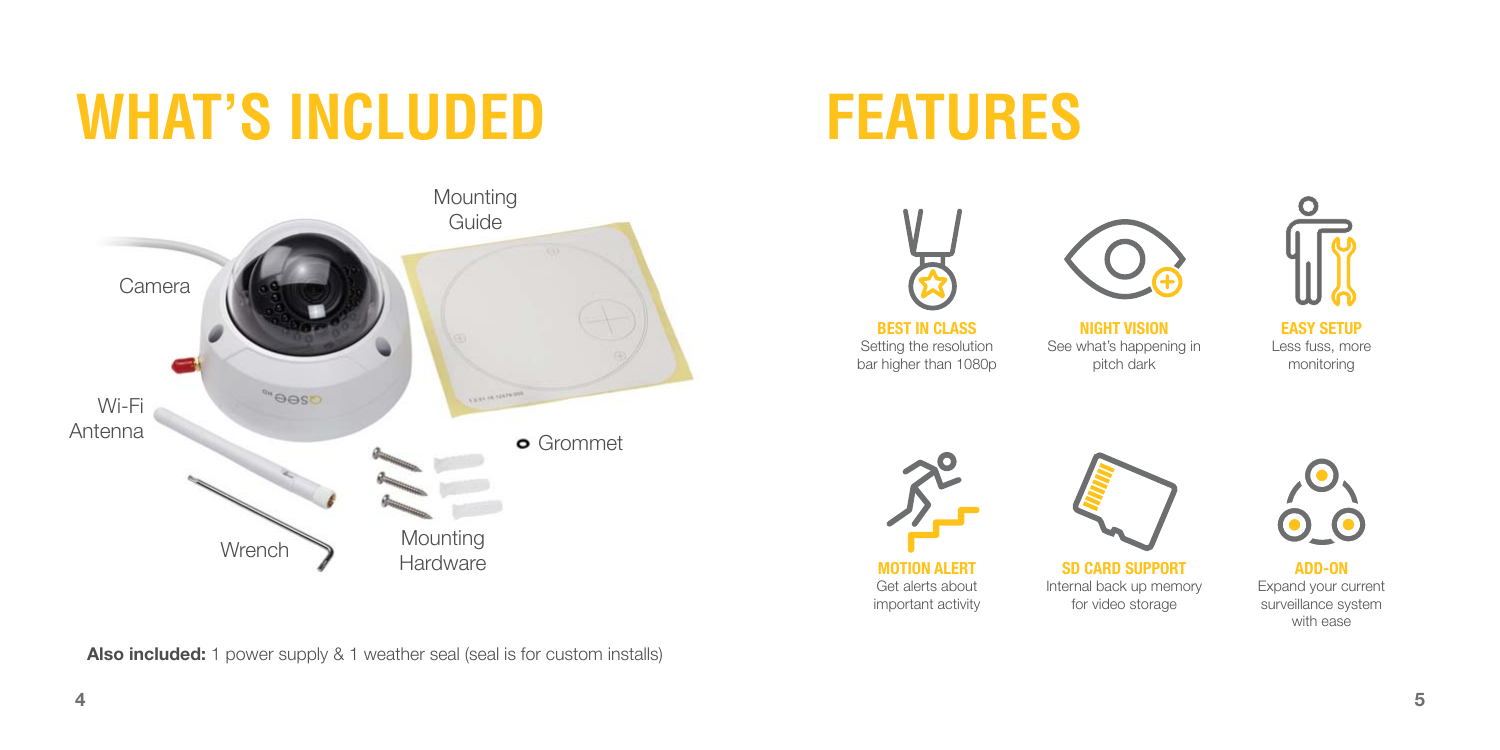# WHAT'S INCLUDED

Camera

Mounting Guide

Wi-Fi Antenna

Grommet

Wrench

Mounting Hardware

**Also included:** 1 power supply & 1 weather seal (seal is for custom installs)

# FEATURES

**BEST IN CLASS**
Setting the resolution bar higher than 1080p

**NIGHT VISION**
See what's happening in pitch dark

**EASY SETUP**
Less fuss, more monitoring

**MOTION ALERT**
Get alerts about important activity

**SD CARD SUPPORT**
Internal back up memory for video storage

**ADD-ON**
Expand your current surveillance system with ease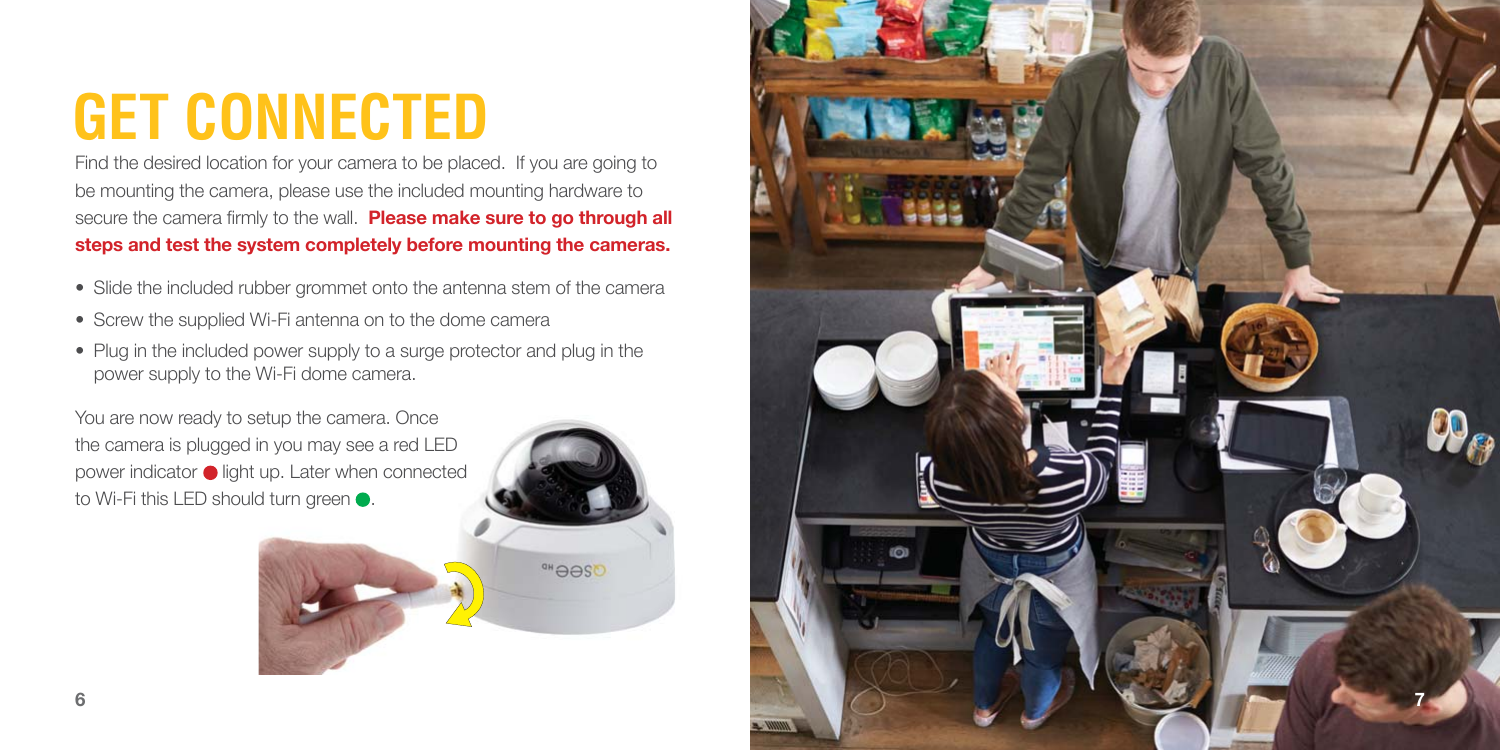# GET CONNECTED

Find the desired location for your camera to be placed. If you are going to be mounting the camera, please use the included mounting hardware to secure the camera firmly to the wall. **Please make sure to go through all steps and test the system completely before mounting the cameras.**

- Slide the included rubber grommet onto the antenna stem of the camera
- Screw the supplied Wi-Fi antenna on to the dome camera
- Plug in the included power supply to a surge protector and plug in the power supply to the Wi-Fi dome camera.

You are now ready to setup the camera. Once the camera is plugged in you may see a red LED power indicator ● light up. Later when connected to Wi-Fi this LED should turn green ●.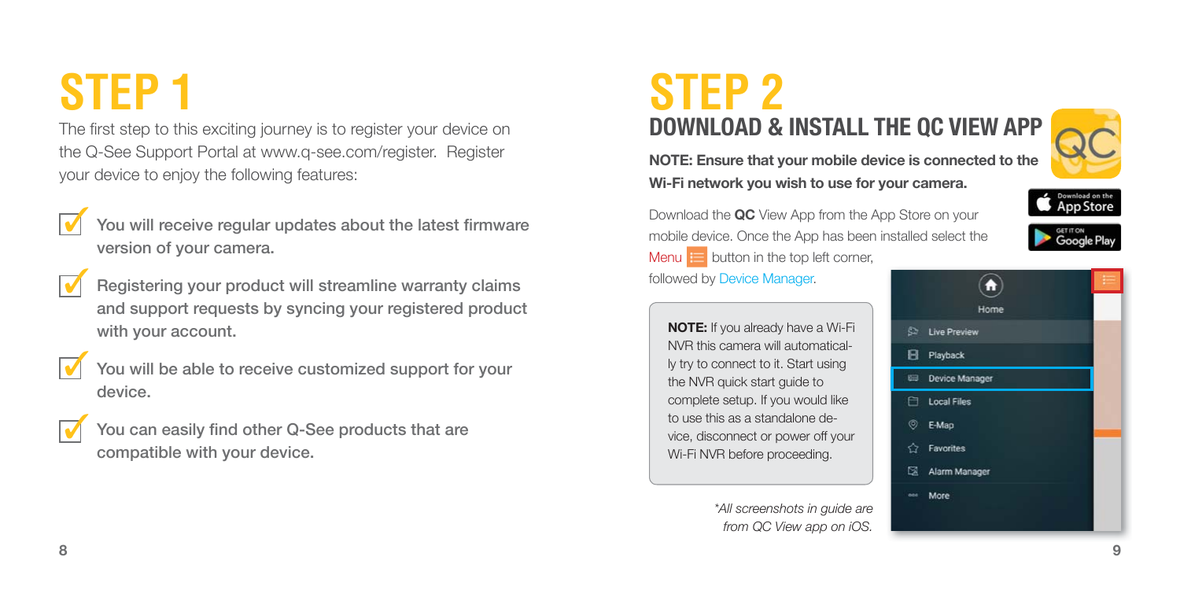# STEP 1

The first step to this exciting journey is to register your device on the Q-See Support Portal at www.q-see.com/register. Register your device to enjoy the following features:

- **You will receive regular updates about the latest firmware version of your camera.**
- **Registering your product will streamline warranty claims and support requests by syncing your registered product with your account.**
- **You will be able to receive customized support for your device.**
- **You can easily find other Q-See products that are compatible with your device.**

# STEP 2

## DOWNLOAD & INSTALL THE QC VIEW APP

**NOTE: Ensure that your mobile device is connected to the Wi-Fi network you wish to use for your camera.**

Download the **QC** View App from the App Store on your mobile device. Once the App has been installed select the Menu button in the top left corner, followed by Device Manager.

> **NOTE:** If you already have a Wi-Fi NVR this camera will automatically try to connect to it. Start using the NVR quick start guide to complete setup. If you would like to use this as a standalone device, disconnect or power off your Wi-Fi NVR before proceeding.

Home
Live Preview
Playback
Device Manager
Local Files
E-Map
Favorites
Alarm Manager
More

*\*All screenshots in guide are from QC View app on iOS.*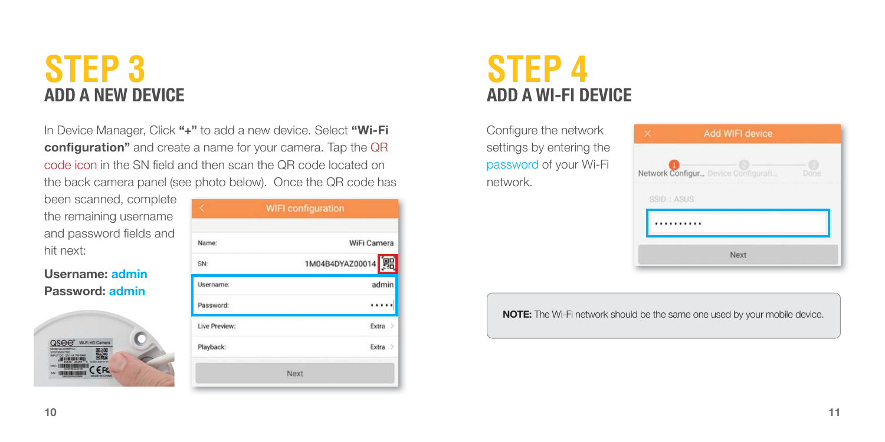# STEP 3

## ADD A NEW DEVICE

In Device Manager, Click **"+"** to add a new device. Select **"Wi-Fi configuration"** and create a name for your camera. Tap the QR code icon in the SN field and then scan the QR code located on the back camera panel (see photo below). Once the QR code has been scanned, complete the remaining username and password fields and hit next:

**Username: admin**
**Password: admin**

WIFI configuration

Name: WiFi Camera

SN: 1M04B4DYAZ00014

Username: admin

Password: •••••

Live Preview: Extra

Playback: Extra

Next

# STEP 4

## ADD A WI-FI DEVICE

Configure the network settings by entering the password of your Wi-Fi network.

Add WIFI device

Network Configur... Device Configurati... Done

SSID : ASUS

••••••••••

Next

**NOTE:** The Wi-Fi network should be the same one used by your mobile device.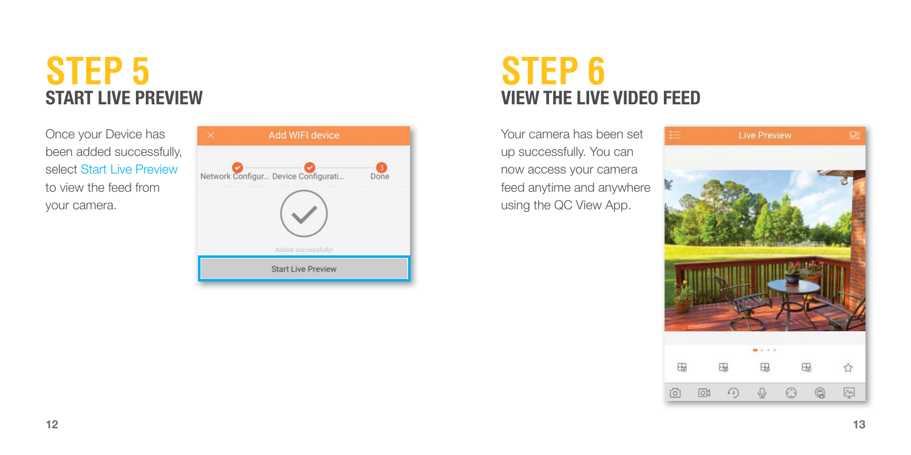# STEP 5

## START LIVE PREVIEW

Once your Device has been added successfully, select Start Live Preview to view the feed from your camera.

# STEP 6

## VIEW THE LIVE VIDEO FEED

Your camera has been set up successfully. You can now access your camera feed anytime and anywhere using the QC View App.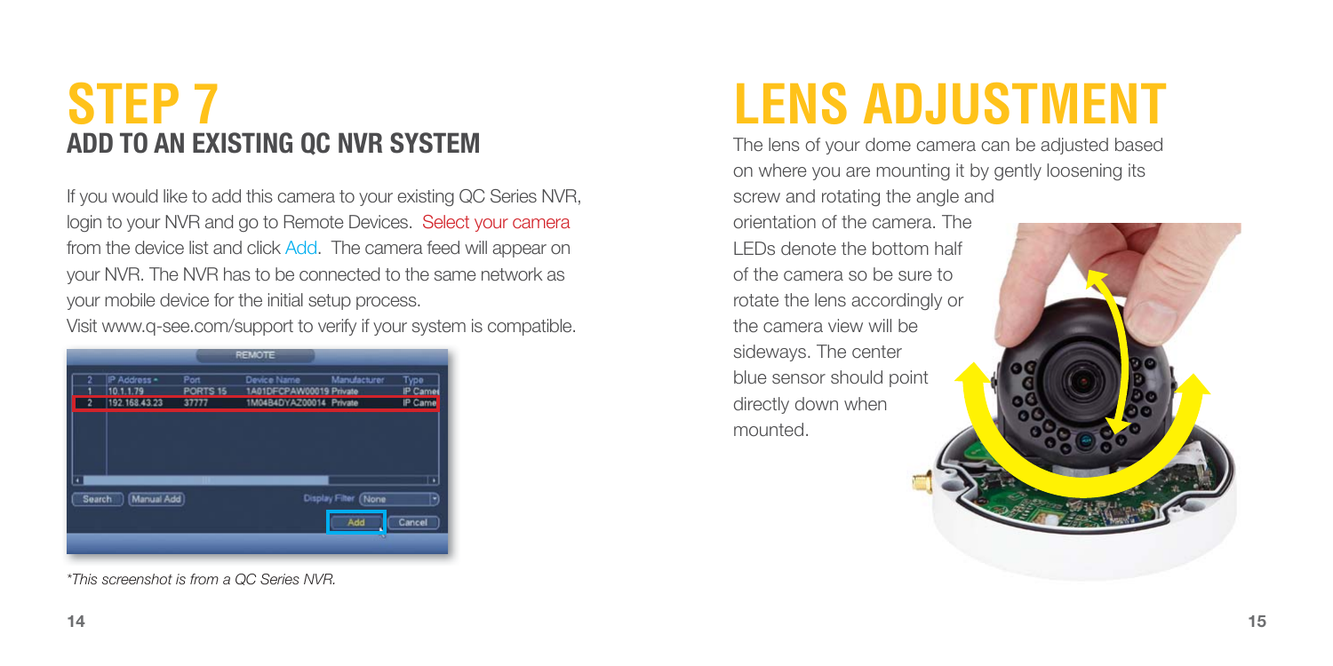# STEP 7

## ADD TO AN EXISTING QC NVR SYSTEM

If you would like to add this camera to your existing QC Series NVR, login to your NVR and go to Remote Devices. Select your camera from the device list and click Add. The camera feed will appear on your NVR. The NVR has to be connected to the same network as your mobile device for the initial setup process.

Visit www.q-see.com/support to verify if your system is compatible.

*\*This screenshot is from a QC Series NVR.*

# LENS ADJUSTMENT

The lens of your dome camera can be adjusted based on where you are mounting it by gently loosening its screw and rotating the angle and orientation of the camera. The LEDs denote the bottom half of the camera so be sure to rotate the lens accordingly or the camera view will be sideways. The center blue sensor should point directly down when mounted.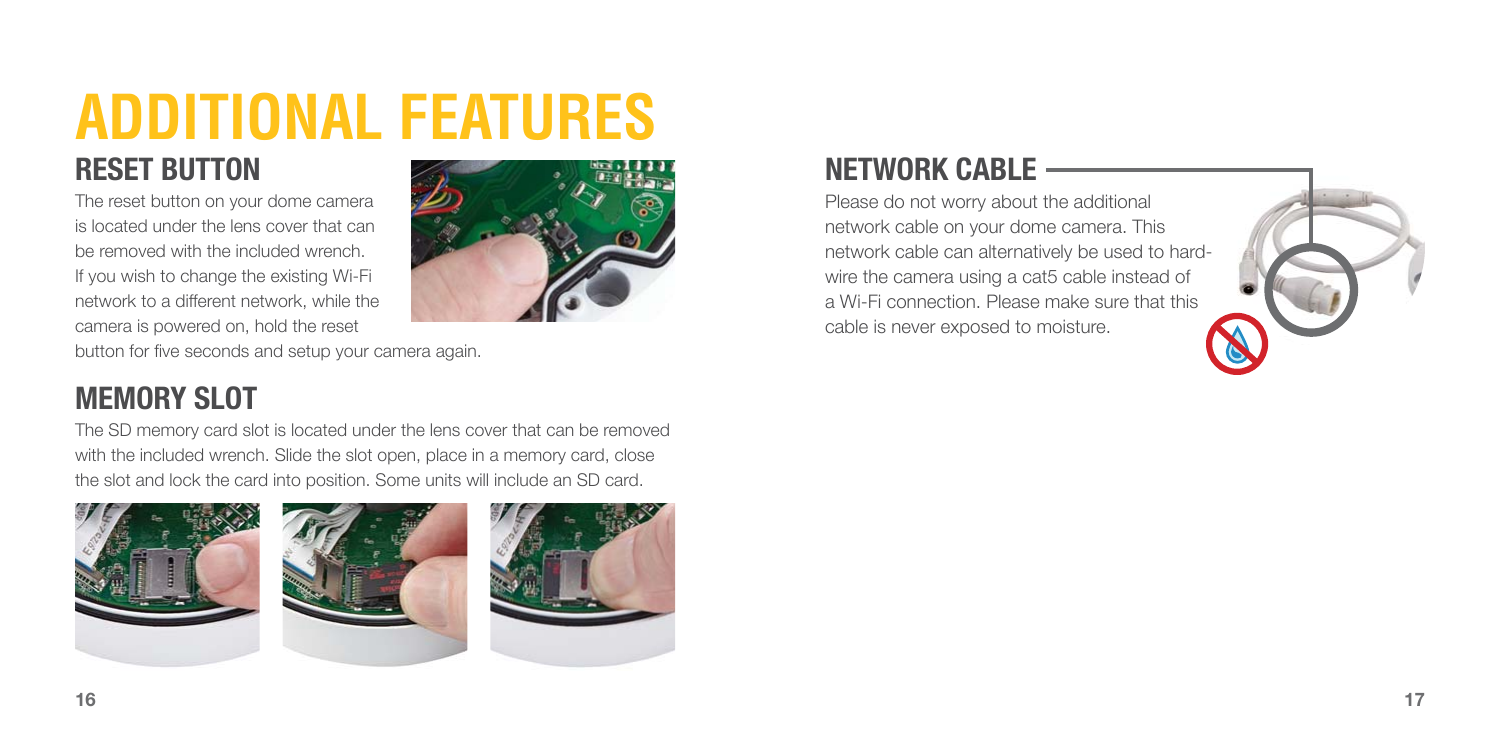# ADDITIONAL FEATURES

## RESET BUTTON

The reset button on your dome camera is located under the lens cover that can be removed with the included wrench. If you wish to change the existing Wi-Fi network to a different network, while the camera is powered on, hold the reset button for five seconds and setup your camera again.

## MEMORY SLOT

The SD memory card slot is located under the lens cover that can be removed with the included wrench. Slide the slot open, place in a memory card, close the slot and lock the card into position. Some units will include an SD card.

## NETWORK CABLE

Please do not worry about the additional network cable on your dome camera. This network cable can alternatively be used to hard-wire the camera using a cat5 cable instead of a Wi-Fi connection. Please make sure that this cable is never exposed to moisture.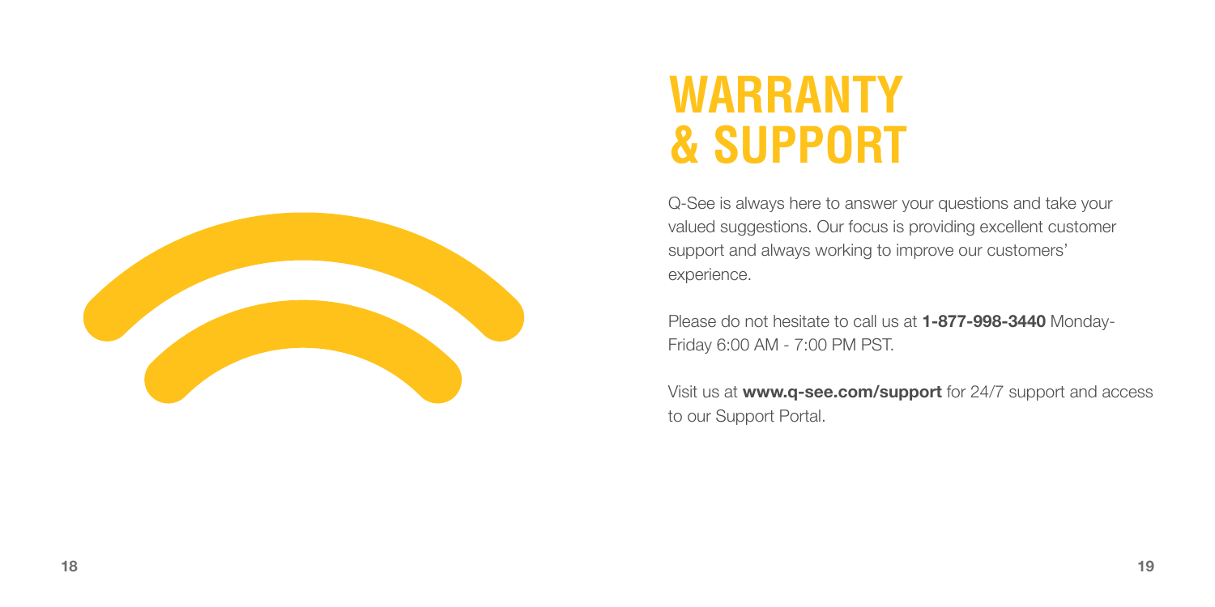# WARRANTY & SUPPORT

Q-See is always here to answer your questions and take your valued suggestions. Our focus is providing excellent customer support and always working to improve our customers' experience.

Please do not hesitate to call us at **1-877-998-3440** Monday-Friday 6:00 AM - 7:00 PM PST.

Visit us at **www.q-see.com/support** for 24/7 support and access to our Support Portal.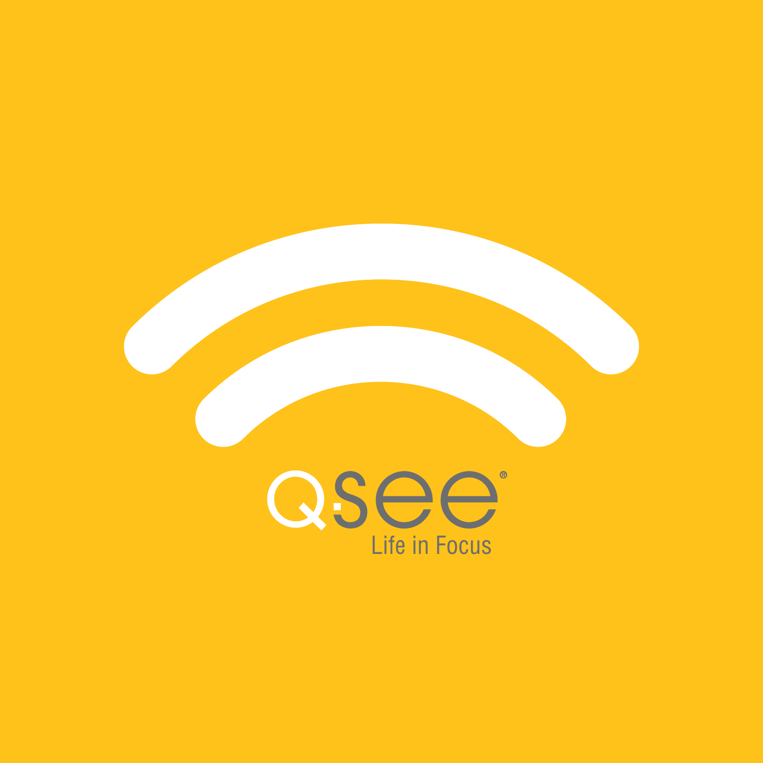QSee®

Life in Focus